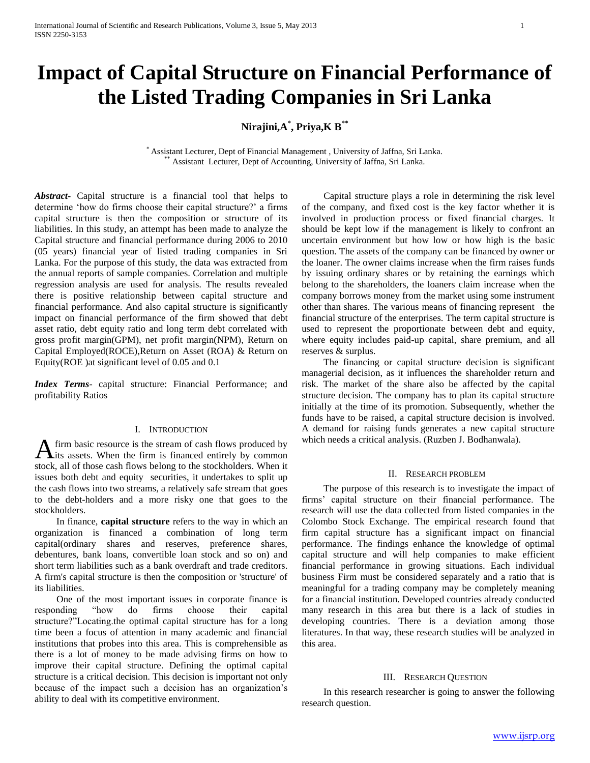# Impact of Capital Structure on Financial Performance of the Listed Trading Companies in Sri Lanka

**Nirajini,A[*], Priya,K B[**]**

[*] Assistant Lecturer, Dept of Financial Management , University of Jaffna, Sri Lanka.
[**] Assistant Lecturer, Dept of Accounting, University of Jaffna, Sri Lanka.

***Abstract***- Capital structure is a financial tool that helps to determine 'how do firms choose their capital structure?' a firms capital structure is then the composition or structure of its liabilities. In this study, an attempt has been made to analyze the Capital structure and financial performance during 2006 to 2010 (05 years) financial year of listed trading companies in Sri Lanka. For the purpose of this study, the data was extracted from the annual reports of sample companies. Correlation and multiple regression analysis are used for analysis. The results revealed there is positive relationship between capital structure and financial performance. And also capital structure is significantly impact on financial performance of the firm showed that debt asset ratio, debt equity ratio and long term debt correlated with gross profit margin(GPM), net profit margin(NPM), Return on Capital Employed(ROCE),Return on Asset (ROA) & Return on Equity(ROE )at significant level of 0.05 and 0.1

***Index Terms***- capital structure: Financial Performance; and profitability Ratios

## I. Introduction

A firm basic resource is the stream of cash flows produced by its assets. When the firm is financed entirely by common stock, all of those cash flows belong to the stockholders. When it issues both debt and equity securities, it undertakes to split up the cash flows into two streams, a relatively safe stream that goes to the debt-holders and a more risky one that goes to the stockholders.

In finance, **capital structure** refers to the way in which an organization is financed a combination of long term capital(ordinary shares and reserves, preference shares, debentures, bank loans, convertible loan stock and so on) and short term liabilities such as a bank overdraft and trade creditors. A firm's capital structure is then the composition or 'structure' of its liabilities.

One of the most important issues in corporate finance is responding "how do firms choose their capital structure?"Locating.the optimal capital structure has for a long time been a focus of attention in many academic and financial institutions that probes into this area. This is comprehensible as there is a lot of money to be made advising firms on how to improve their capital structure. Defining the optimal capital structure is a critical decision. This decision is important not only because of the impact such a decision has an organization's ability to deal with its competitive environment.

Capital structure plays a role in determining the risk level of the company, and fixed cost is the key factor whether it is involved in production process or fixed financial charges. It should be kept low if the management is likely to confront an uncertain environment but how low or how high is the basic question. The assets of the company can be financed by owner or the loaner. The owner claims increase when the firm raises funds by issuing ordinary shares or by retaining the earnings which belong to the shareholders, the loaners claim increase when the company borrows money from the market using some instrument other than shares. The various means of financing represent the financial structure of the enterprises. The term capital structure is used to represent the proportionate between debt and equity, where equity includes paid-up capital, share premium, and all reserves & surplus.

The financing or capital structure decision is significant managerial decision, as it influences the shareholder return and risk. The market of the share also be affected by the capital structure decision. The company has to plan its capital structure initially at the time of its promotion. Subsequently, whether the funds have to be raised, a capital structure decision is involved. A demand for raising funds generates a new capital structure which needs a critical analysis. (Ruzben J. Bodhanwala).

## II. Research problem

The purpose of this research is to investigate the impact of firms' capital structure on their financial performance. The research will use the data collected from listed companies in the Colombo Stock Exchange. The empirical research found that firm capital structure has a significant impact on financial performance. The findings enhance the knowledge of optimal capital structure and will help companies to make efficient financial performance in growing situations. Each individual business Firm must be considered separately and a ratio that is meaningful for a trading company may be completely meaning for a financial institution. Developed countries already conducted many research in this area but there is a lack of studies in developing countries. There is a deviation among those literatures. In that way, these research studies will be analyzed in this area.

## III. Research Question

In this research researcher is going to answer the following research question.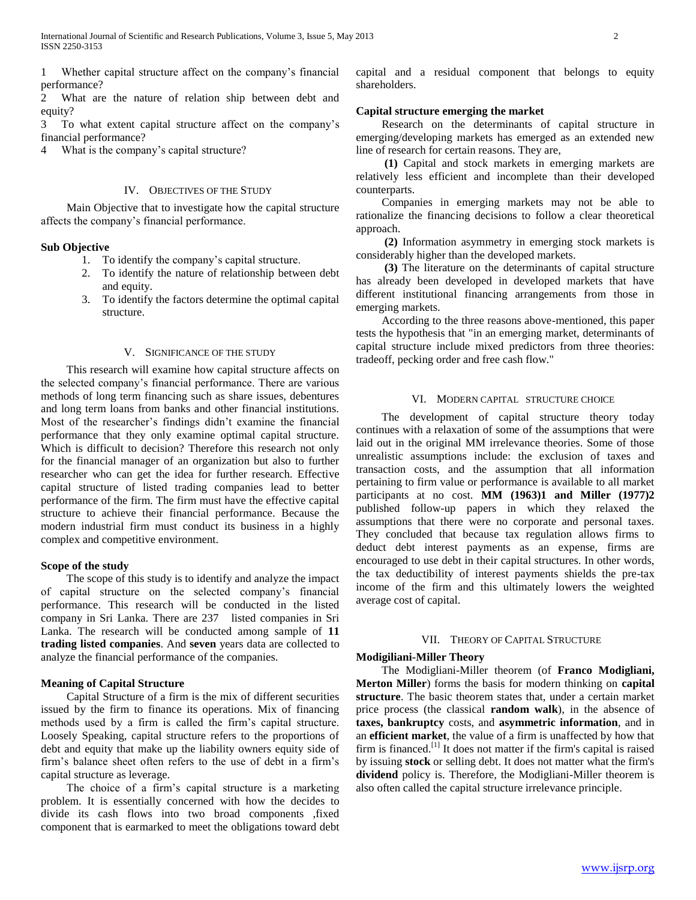1 Whether capital structure affect on the company's financial performance?

2 What are the nature of relation ship between debt and equity?

3 To what extent capital structure affect on the company's financial performance?

4 What is the company's capital structure?

## IV. Objectives of the Study

Main Objective that to investigate how the capital structure affects the company's financial performance.

### Sub Objective

1. To identify the company's capital structure.
2. To identify the nature of relationship between debt and equity.
3. To identify the factors determine the optimal capital structure.

## V. Significance of the Study

This research will examine how capital structure affects on the selected company's financial performance. There are various methods of long term financing such as share issues, debentures and long term loans from banks and other financial institutions. Most of the researcher's findings didn't examine the financial performance that they only examine optimal capital structure. Which is difficult to decision? Therefore this research not only for the financial manager of an organization but also to further researcher who can get the idea for further research. Effective capital structure of listed trading companies lead to better performance of the firm. The firm must have the effective capital structure to achieve their financial performance. Because the modern industrial firm must conduct its business in a highly complex and competitive environment.

### Scope of the study

The scope of this study is to identify and analyze the impact of capital structure on the selected company's financial performance. This research will be conducted in the listed company in Sri Lanka. There are 237 listed companies in Sri Lanka. The research will be conducted among sample of **11 trading listed companies**. And **seven** years data are collected to analyze the financial performance of the companies.

### Meaning of Capital Structure

Capital Structure of a firm is the mix of different securities issued by the firm to finance its operations. Mix of financing methods used by a firm is called the firm's capital structure. Loosely Speaking, capital structure refers to the proportions of debt and equity that make up the liability owners equity side of firm's balance sheet often refers to the use of debt in a firm's capital structure as leverage.

The choice of a firm's capital structure is a marketing problem. It is essentially concerned with how the decides to divide its cash flows into two broad components ,fixed component that is earmarked to meet the obligations toward debt capital and a residual component that belongs to equity shareholders.

### Capital structure emerging the market

Research on the determinants of capital structure in emerging/developing markets has emerged as an extended new line of research for certain reasons. They are,

**(1)** Capital and stock markets in emerging markets are relatively less efficient and incomplete than their developed counterparts.

Companies in emerging markets may not be able to rationalize the financing decisions to follow a clear theoretical approach.

**(2)** Information asymmetry in emerging stock markets is considerably higher than the developed markets.

**(3)** The literature on the determinants of capital structure has already been developed in developed markets that have different institutional financing arrangements from those in emerging markets.

According to the three reasons above-mentioned, this paper tests the hypothesis that "in an emerging market, determinants of capital structure include mixed predictors from three theories: tradeoff, pecking order and free cash flow."

## VI. Modern Capital Structure Choice

The development of capital structure theory today continues with a relaxation of some of the assumptions that were laid out in the original MM irrelevance theories. Some of those unrealistic assumptions include: the exclusion of taxes and transaction costs, and the assumption that all information pertaining to firm value or performance is available to all market participants at no cost. **MM (1963)1 and Miller (1977)2** published follow-up papers in which they relaxed the assumptions that there were no corporate and personal taxes. They concluded that because tax regulation allows firms to deduct debt interest payments as an expense, firms are encouraged to use debt in their capital structures. In other words, the tax deductibility of interest payments shields the pre-tax income of the firm and this ultimately lowers the weighted average cost of capital.

## VII. Theory of Capital Structure

### Modigiliani-Miller Theory

The Modigliani-Miller theorem (of **Franco Modigliani, Merton Miller**) forms the basis for modern thinking on **capital structure**. The basic theorem states that, under a certain market price process (the classical **random walk**), in the absence of **taxes, bankruptcy** costs, and **asymmetric information**, and in an **efficient market**, the value of a firm is unaffected by how that firm is financed.[1] It does not matter if the firm's capital is raised by issuing **stock** or selling debt. It does not matter what the firm's **dividend** policy is. Therefore, the Modigliani-Miller theorem is also often called the capital structure irrelevance principle.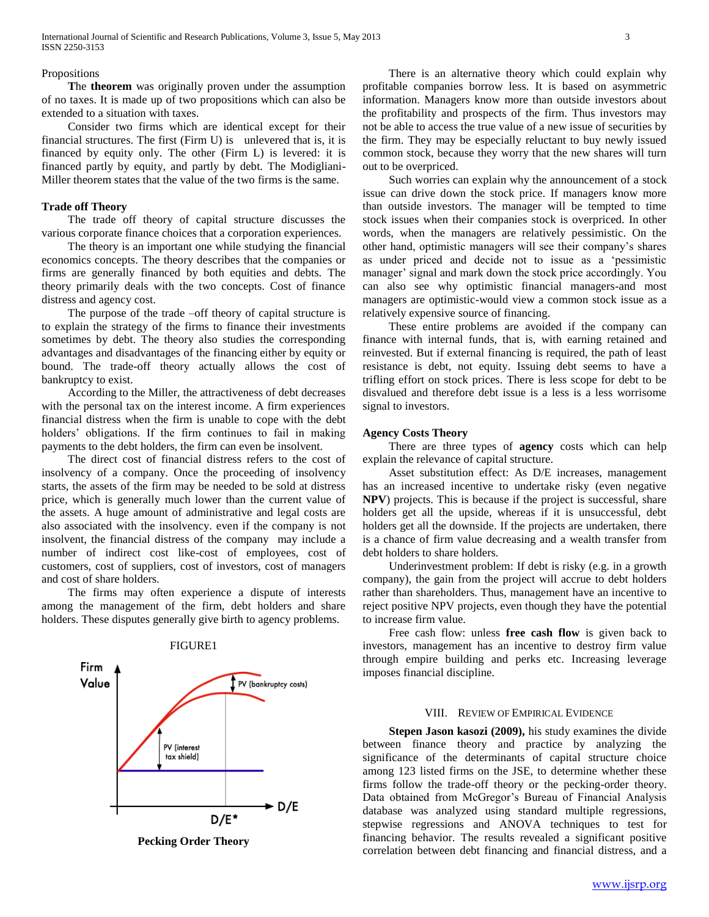Propositions

The **theorem** was originally proven under the assumption of no taxes. It is made up of two propositions which can also be extended to a situation with taxes.

Consider two firms which are identical except for their financial structures. The first (Firm U) is unlevered that is, it is financed by equity only. The other (Firm L) is levered: it is financed partly by equity, and partly by debt. The Modigliani-Miller theorem states that the value of the two firms is the same.

**Trade off Theory**

The trade off theory of capital structure discusses the various corporate finance choices that a corporation experiences.

The theory is an important one while studying the financial economics concepts. The theory describes that the companies or firms are generally financed by both equities and debts. The theory primarily deals with the two concepts. Cost of finance distress and agency cost.

The purpose of the trade –off theory of capital structure is to explain the strategy of the firms to finance their investments sometimes by debt. The theory also studies the corresponding advantages and disadvantages of the financing either by equity or bound. The trade-off theory actually allows the cost of bankruptcy to exist.

According to the Miller, the attractiveness of debt decreases with the personal tax on the interest income. A firm experiences financial distress when the firm is unable to cope with the debt holders' obligations. If the firm continues to fail in making payments to the debt holders, the firm can even be insolvent.

The direct cost of financial distress refers to the cost of insolvency of a company. Once the proceeding of insolvency starts, the assets of the firm may be needed to be sold at distress price, which is generally much lower than the current value of the assets. A huge amount of administrative and legal costs are also associated with the insolvency. even if the company is not insolvent, the financial distress of the company may include a number of indirect cost like-cost of employees, cost of customers, cost of suppliers, cost of investors, cost of managers and cost of share holders.

The firms may often experience a dispute of interests among the management of the firm, debt holders and share holders. These disputes generally give birth to agency problems.

FIGURE1

Pecking Order Theory

There is an alternative theory which could explain why profitable companies borrow less. It is based on asymmetric information. Managers know more than outside investors about the profitability and prospects of the firm. Thus investors may not be able to access the true value of a new issue of securities by the firm. They may be especially reluctant to buy newly issued common stock, because they worry that the new shares will turn out to be overpriced.

Such worries can explain why the announcement of a stock issue can drive down the stock price. If managers know more than outside investors. The manager will be tempted to time stock issues when their companies stock is overpriced. In other words, when the managers are relatively pessimistic. On the other hand, optimistic managers will see their company's shares as under priced and decide not to issue as a 'pessimistic manager' signal and mark down the stock price accordingly. You can also see why optimistic financial managers-and most managers are optimistic-would view a common stock issue as a relatively expensive source of financing.

These entire problems are avoided if the company can finance with internal funds, that is, with earning retained and reinvested. But if external financing is required, the path of least resistance is debt, not equity. Issuing debt seems to have a trifling effort on stock prices. There is less scope for debt to be disvalued and therefore debt issue is a less is a less worrisome signal to investors.

**Agency Costs Theory**

There are three types of **agency** costs which can help explain the relevance of capital structure.

Asset substitution effect: As D/E increases, management has an increased incentive to undertake risky (even negative **NPV**) projects. This is because if the project is successful, share holders get all the upside, whereas if it is unsuccessful, debt holders get all the downside. If the projects are undertaken, there is a chance of firm value decreasing and a wealth transfer from debt holders to share holders.

Underinvestment problem: If debt is risky (e.g. in a growth company), the gain from the project will accrue to debt holders rather than shareholders. Thus, management have an incentive to reject positive NPV projects, even though they have the potential to increase firm value.

Free cash flow: unless **free cash flow** is given back to investors, management has an incentive to destroy firm value through empire building and perks etc. Increasing leverage imposes financial discipline.

## VIII. Review of Empirical Evidence

**Stepen Jason kasozi (2009),** his study examines the divide between finance theory and practice by analyzing the significance of the determinants of capital structure choice among 123 listed firms on the JSE, to determine whether these firms follow the trade-off theory or the pecking-order theory. Data obtained from McGregor's Bureau of Financial Analysis database was analyzed using standard multiple regressions, stepwise regressions and ANOVA techniques to test for financing behavior. The results revealed a significant positive correlation between debt financing and financial distress, and a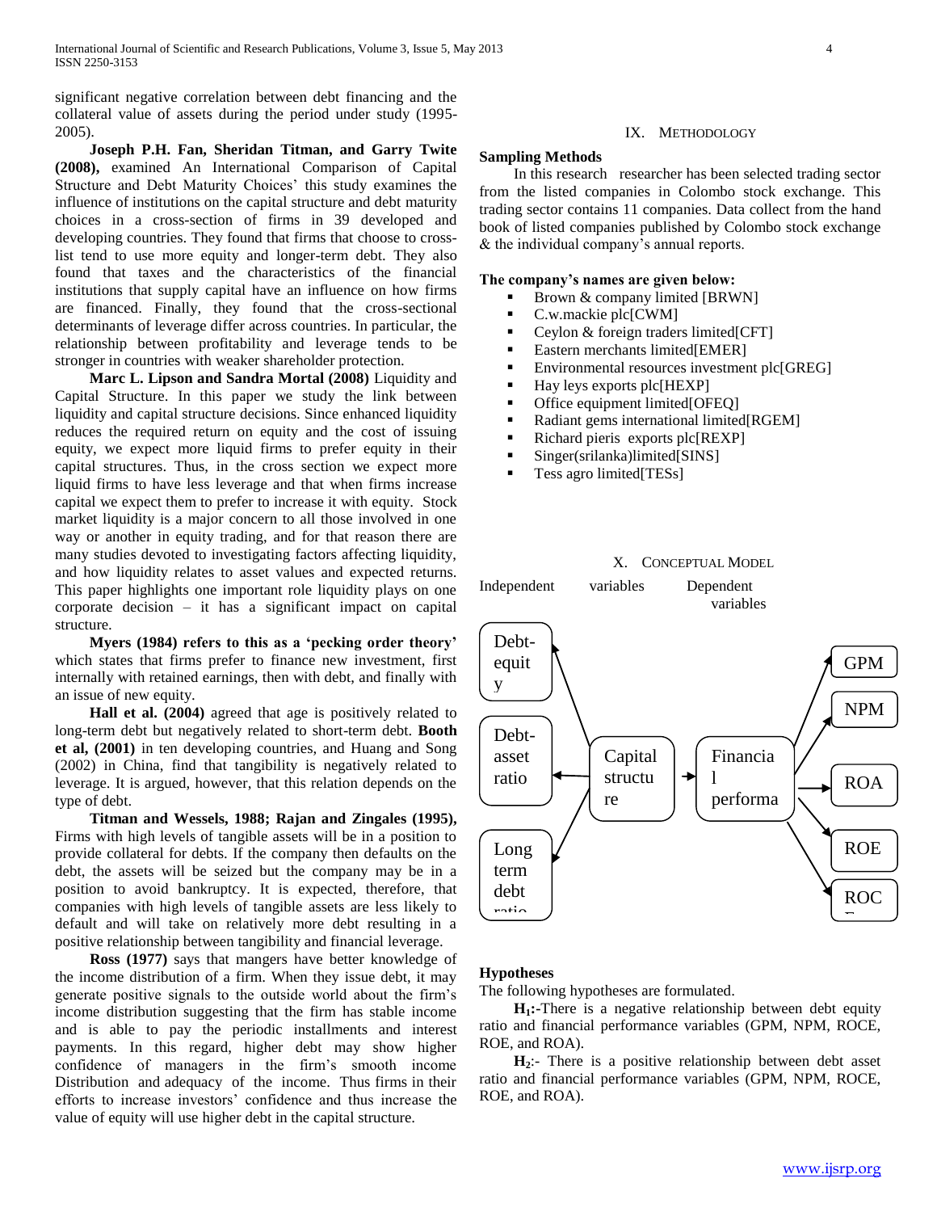significant negative correlation between debt financing and the collateral value of assets during the period under study (1995-2005).

**Joseph P.H. Fan, Sheridan Titman, and Garry Twite (2008),** examined An International Comparison of Capital Structure and Debt Maturity Choices' this study examines the influence of institutions on the capital structure and debt maturity choices in a cross-section of firms in 39 developed and developing countries. They found that firms that choose to cross-list tend to use more equity and longer-term debt. They also found that taxes and the characteristics of the financial institutions that supply capital have an influence on how firms are financed. Finally, they found that the cross-sectional determinants of leverage differ across countries. In particular, the relationship between profitability and leverage tends to be stronger in countries with weaker shareholder protection.

**Marc L. Lipson and Sandra Mortal (2008)** Liquidity and Capital Structure. In this paper we study the link between liquidity and capital structure decisions. Since enhanced liquidity reduces the required return on equity and the cost of issuing equity, we expect more liquid firms to prefer equity in their capital structures. Thus, in the cross section we expect more liquid firms to have less leverage and that when firms increase capital we expect them to prefer to increase it with equity. Stock market liquidity is a major concern to all those involved in one way or another in equity trading, and for that reason there are many studies devoted to investigating factors affecting liquidity, and how liquidity relates to asset values and expected returns. This paper highlights one important role liquidity plays on one corporate decision – it has a significant impact on capital structure.

**Myers (1984) refers to this as a 'pecking order theory'** which states that firms prefer to finance new investment, first internally with retained earnings, then with debt, and finally with an issue of new equity.

**Hall et al. (2004)** agreed that age is positively related to long-term debt but negatively related to short-term debt. **Booth et al, (2001)** in ten developing countries, and Huang and Song (2002) in China, find that tangibility is negatively related to leverage. It is argued, however, that this relation depends on the type of debt.

**Titman and Wessels, 1988; Rajan and Zingales (1995),** Firms with high levels of tangible assets will be in a position to provide collateral for debts. If the company then defaults on the debt, the assets will be seized but the company may be in a position to avoid bankruptcy. It is expected, therefore, that companies with high levels of tangible assets are less likely to default and will take on relatively more debt resulting in a positive relationship between tangibility and financial leverage.

**Ross (1977)** says that mangers have better knowledge of the income distribution of a firm. When they issue debt, it may generate positive signals to the outside world about the firm's income distribution suggesting that the firm has stable income and is able to pay the periodic installments and interest payments. In this regard, higher debt may show higher confidence of managers in the firm's smooth income Distribution and adequacy of the income. Thus firms in their efforts to increase investors' confidence and thus increase the value of equity will use higher debt in the capital structure.

## IX. Methodology

**Sampling Methods**

In this research researcher has been selected trading sector from the listed companies in Colombo stock exchange. This trading sector contains 11 companies. Data collect from the hand book of listed companies published by Colombo stock exchange & the individual company's annual reports.

**The company's names are given below:**

- Brown & company limited [BRWN]
- C.w.mackie plc[CWM]
- Ceylon & foreign traders limited[CFT]
- Eastern merchants limited[EMER]
- Environmental resources investment plc[GREG]
- Hay leys exports plc[HEXP]
- Office equipment limited[OFEQ]
- Radiant gems international limited[RGEM]
- Richard pieris exports plc[REXP]
- Singer(srilanka)limited[SINS]
- Tess agro limited[TESs]

## X. Conceptual Model

Independent variables

Dependent variables

Debt-equity

Debt-asset ratio

Long term debt ratio

Capital structure

Financial performance

GPM

NPM

ROA

ROE

ROCE

**Hypotheses**

The following hypotheses are formulated.

**$H_1$:-**There is a negative relationship between debt equity ratio and financial performance variables (GPM, NPM, ROCE, ROE, and ROA).

**$H_2$**:- There is a positive relationship between debt asset ratio and financial performance variables (GPM, NPM, ROCE, ROE, and ROA).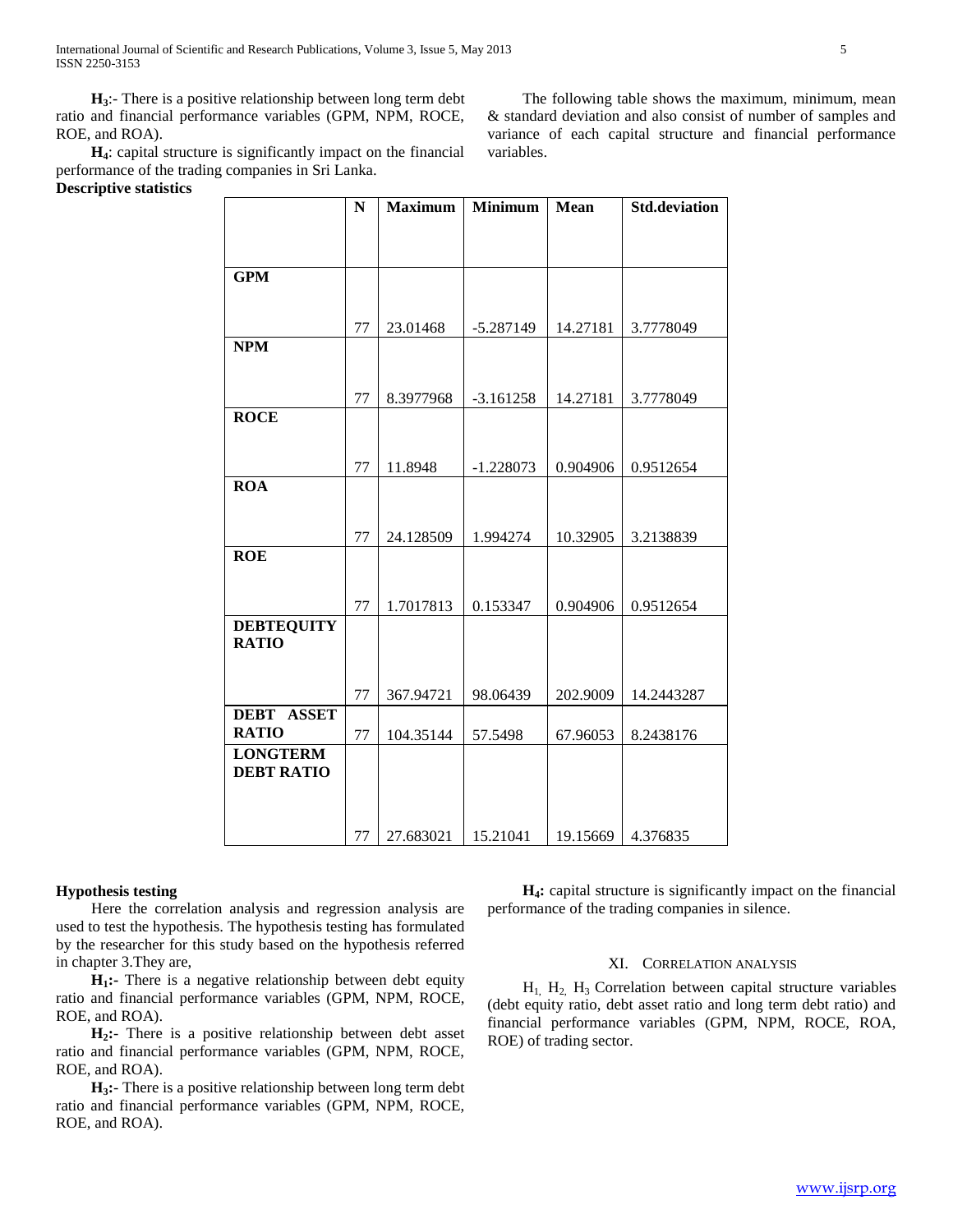**$H_3$**:- There is a positive relationship between long term debt ratio and financial performance variables (GPM, NPM, ROCE, ROE, and ROA).

**$H_4$**: capital structure is significantly impact on the financial performance of the trading companies in Sri Lanka.

The following table shows the maximum, minimum, mean & standard deviation and also consist of number of samples and variance of each capital structure and financial performance variables.

**Descriptive statistics**

| | N | Maximum | Minimum | Mean | Std.deviation |
|---|---|---|---|---|---|
| **GPM** | 77 | 23.01468 | -5.287149 | 14.27181 | 3.7778049 |
| **NPM** | 77 | 8.3977968 | -3.161258 | 14.27181 | 3.7778049 |
| **ROCE** | 77 | 11.8948 | -1.228073 | 0.904906 | 0.9512654 |
| **ROA** | 77 | 24.128509 | 1.994274 | 10.32905 | 3.2138839 |
| **ROE** | 77 | 1.7017813 | 0.153347 | 0.904906 | 0.9512654 |
| **DEBTEQUITY RATIO** | 77 | 367.94721 | 98.06439 | 202.9009 | 14.2443287 |
| **DEBT ASSET RATIO** | 77 | 104.35144 | 57.5498 | 67.96053 | 8.2438176 |
| **LONGTERM DEBT RATIO** | 77 | 27.683021 | 15.21041 | 19.15669 | 4.376835 |

**Hypothesis testing**

Here the correlation analysis and regression analysis are used to test the hypothesis. The hypothesis testing has formulated by the researcher for this study based on the hypothesis referred in chapter 3.They are,

**$H_1$:-** There is a negative relationship between debt equity ratio and financial performance variables (GPM, NPM, ROCE, ROE, and ROA).

**$H_2$:-** There is a positive relationship between debt asset ratio and financial performance variables (GPM, NPM, ROCE, ROE, and ROA).

**$H_3$:-** There is a positive relationship between long term debt ratio and financial performance variables (GPM, NPM, ROCE, ROE, and ROA).

**$H_4$:** capital structure is significantly impact on the financial performance of the trading companies in silence.

## XI. Correlation Analysis

$H_1$, $H_2$, $H_3$ Correlation between capital structure variables (debt equity ratio, debt asset ratio and long term debt ratio) and financial performance variables (GPM, NPM, ROCE, ROA, ROE) of trading sector.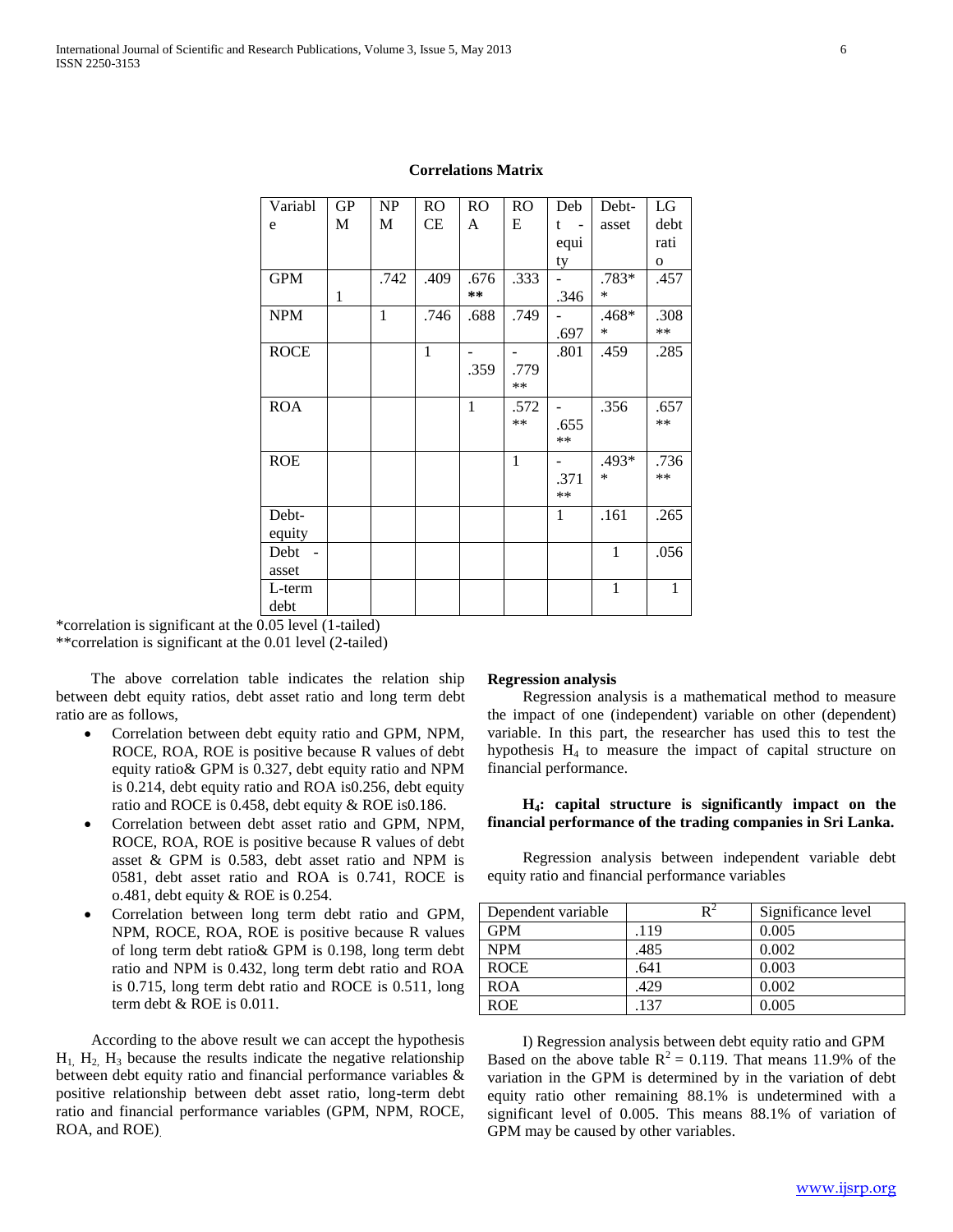**Correlations Matrix**

| Variable | GPM | NPM | ROCE | ROA | ROE | Debt - equity | Debt-asset | LG debt ratio |
|---|---|---|---|---|---|---|---|---|
| GPM | 1 | .742 | .409 | .676** | .333 | -.346 | .783** | .457 |
| NPM | | 1 | .746 | .688 | .749 | -.697 | .468** | .308** |
| ROCE | | | 1 | -.359 | -.779** | .801 | .459 | .285 |
| ROA | | | | 1 | .572** | -.655** | .356 | .657** |
| ROE | | | | | 1 | -.371** | .493** | .736** |
| Debt-equity | | | | | | 1 | .161 | .265 |
| Debt - asset | | | | | | | 1 | .056 |
| L-term debt | | | | | | | 1 | 1 |

*correlation is significant at the 0.05 level (1-tailed)
**correlation is significant at the 0.01 level (2-tailed)

The above correlation table indicates the relation ship between debt equity ratios, debt asset ratio and long term debt ratio are as follows,

- Correlation between debt equity ratio and GPM, NPM, ROCE, ROA, ROE is positive because R values of debt equity ratio& GPM is 0.327, debt equity ratio and NPM is 0.214, debt equity ratio and ROA is0.256, debt equity ratio and ROCE is 0.458, debt equity & ROE is0.186.
- Correlation between debt asset ratio and GPM, NPM, ROCE, ROA, ROE is positive because R values of debt asset & GPM is 0.583, debt asset ratio and NPM is 0581, debt asset ratio and ROA is 0.741, ROCE is o.481, debt equity & ROE is 0.254.
- Correlation between long term debt ratio and GPM, NPM, ROCE, ROA, ROE is positive because R values of long term debt ratio& GPM is 0.198, long term debt ratio and NPM is 0.432, long term debt ratio and ROA is 0.715, long term debt ratio and ROCE is 0.511, long term debt & ROE is 0.011.

According to the above result we can accept the hypothesis $H_1$, $H_2$, $H_3$ because the results indicate the negative relationship between debt equity ratio and financial performance variables & positive relationship between debt asset ratio, long-term debt ratio and financial performance variables (GPM, NPM, ROCE, ROA, and ROE).

**Regression analysis**

Regression analysis is a mathematical method to measure the impact of one (independent) variable on other (dependent) variable. In this part, the researcher has used this to test the hypothesis $H_4$ to measure the impact of capital structure on financial performance.

**$H_4$: capital structure is significantly impact on the financial performance of the trading companies in Sri Lanka.**

Regression analysis between independent variable debt equity ratio and financial performance variables

| Dependent variable | $R^2$ | Significance level |
|---|---|---|
| GPM | .119 | 0.005 |
| NPM | .485 | 0.002 |
| ROCE | .641 | 0.003 |
| ROA | .429 | 0.002 |
| ROE | .137 | 0.005 |

I) Regression analysis between debt equity ratio and GPM
Based on the above table $R^2 = 0.119$. That means 11.9% of the variation in the GPM is determined by in the variation of debt equity ratio other remaining 88.1% is undetermined with a significant level of 0.005. This means 88.1% of variation of GPM may be caused by other variables.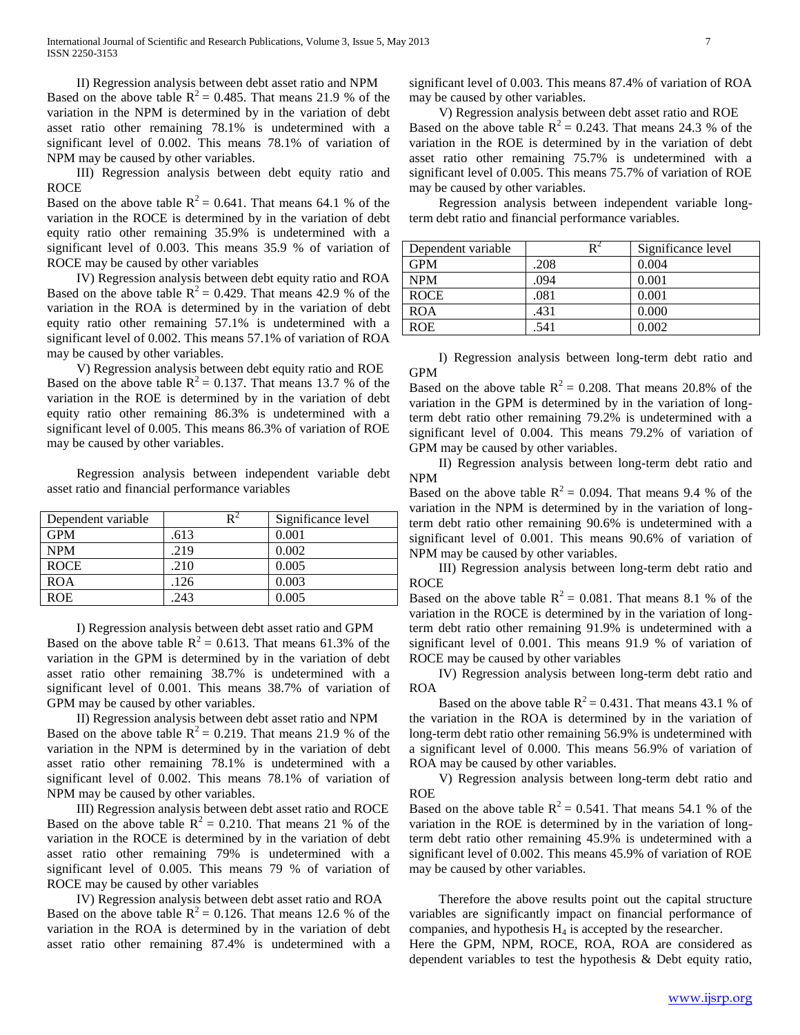II) Regression analysis between debt asset ratio and NPM

Based on the above table $R^2 = 0.485$. That means 21.9 % of the variation in the NPM is determined by in the variation of debt asset ratio other remaining 78.1% is undetermined with a significant level of 0.002. This means 78.1% of variation of NPM may be caused by other variables.

III) Regression analysis between debt equity ratio and ROCE

Based on the above table $R^2 = 0.641$. That means 64.1 % of the variation in the ROCE is determined by in the variation of debt equity ratio other remaining 35.9% is undetermined with a significant level of 0.003. This means 35.9 % of variation of ROCE may be caused by other variables

IV) Regression analysis between debt equity ratio and ROA

Based on the above table $R^2 = 0.429$. That means 42.9 % of the variation in the ROA is determined by in the variation of debt equity ratio other remaining 57.1% is undetermined with a significant level of 0.002. This means 57.1% of variation of ROA may be caused by other variables.

V) Regression analysis between debt equity ratio and ROE

Based on the above table $R^2 = 0.137$. That means 13.7 % of the variation in the ROE is determined by in the variation of debt equity ratio other remaining 86.3% is undetermined with a significant level of 0.005. This means 86.3% of variation of ROE may be caused by other variables.

Regression analysis between independent variable debt asset ratio and financial performance variables

| Dependent variable | $R^2$ | Significance level |
|---|---|---|
| GPM | .613 | 0.001 |
| NPM | .219 | 0.002 |
| ROCE | .210 | 0.005 |
| ROA | .126 | 0.003 |
| ROE | .243 | 0.005 |

I) Regression analysis between debt asset ratio and GPM

Based on the above table $R^2 = 0.613$. That means 61.3% of the variation in the GPM is determined by in the variation of debt asset ratio other remaining 38.7% is undetermined with a significant level of 0.001. This means 38.7% of variation of GPM may be caused by other variables.

II) Regression analysis between debt asset ratio and NPM

Based on the above table $R^2 = 0.219$. That means 21.9 % of the variation in the NPM is determined by in the variation of debt asset ratio other remaining 78.1% is undetermined with a significant level of 0.002. This means 78.1% of variation of NPM may be caused by other variables.

III) Regression analysis between debt asset ratio and ROCE

Based on the above table $R^2 = 0.210$. That means 21 % of the variation in the ROCE is determined by in the variation of debt asset ratio other remaining 79% is undetermined with a significant level of 0.005. This means 79 % of variation of ROCE may be caused by other variables

IV) Regression analysis between debt asset ratio and ROA

Based on the above table $R^2 = 0.126$. That means 12.6 % of the variation in the ROA is determined by in the variation of debt asset ratio other remaining 87.4% is undetermined with a significant level of 0.003. This means 87.4% of variation of ROA may be caused by other variables.

V) Regression analysis between debt asset ratio and ROE

Based on the above table $R^2 = 0.243$. That means 24.3 % of the variation in the ROE is determined by in the variation of debt asset ratio other remaining 75.7% is undetermined with a significant level of 0.005. This means 75.7% of variation of ROE may be caused by other variables.

Regression analysis between independent variable long-term debt ratio and financial performance variables.

| Dependent variable | $R^2$ | Significance level |
|---|---|---|
| GPM | .208 | 0.004 |
| NPM | .094 | 0.001 |
| ROCE | .081 | 0.001 |
| ROA | .431 | 0.000 |
| ROE | .541 | 0.002 |

I) Regression analysis between long-term debt ratio and GPM

Based on the above table $R^2 = 0.208$. That means 20.8% of the variation in the GPM is determined by in the variation of long-term debt ratio other remaining 79.2% is undetermined with a significant level of 0.004. This means 79.2% of variation of GPM may be caused by other variables.

II) Regression analysis between long-term debt ratio and NPM

Based on the above table $R^2 = 0.094$. That means 9.4 % of the variation in the NPM is determined by in the variation of long-term debt ratio other remaining 90.6% is undetermined with a significant level of 0.001. This means 90.6% of variation of NPM may be caused by other variables.

III) Regression analysis between long-term debt ratio and ROCE

Based on the above table $R^2 = 0.081$. That means 8.1 % of the variation in the ROCE is determined by in the variation of long-term debt ratio other remaining 91.9% is undetermined with a significant level of 0.001. This means 91.9 % of variation of ROCE may be caused by other variables

IV) Regression analysis between long-term debt ratio and ROA

Based on the above table $R^2 = 0.431$. That means 43.1 % of the variation in the ROA is determined by in the variation of long-term debt ratio other remaining 56.9% is undetermined with a significant level of 0.000. This means 56.9% of variation of ROA may be caused by other variables.

V) Regression analysis between long-term debt ratio and ROE

Based on the above table $R^2 = 0.541$. That means 54.1 % of the variation in the ROE is determined by in the variation of long-term debt ratio other remaining 45.9% is undetermined with a significant level of 0.002. This means 45.9% of variation of ROE may be caused by other variables.

Therefore the above results point out the capital structure variables are significantly impact on financial performance of companies, and hypothesis $H_4$ is accepted by the researcher.

Here the GPM, NPM, ROCE, ROA, ROA are considered as dependent variables to test the hypothesis & Debt equity ratio,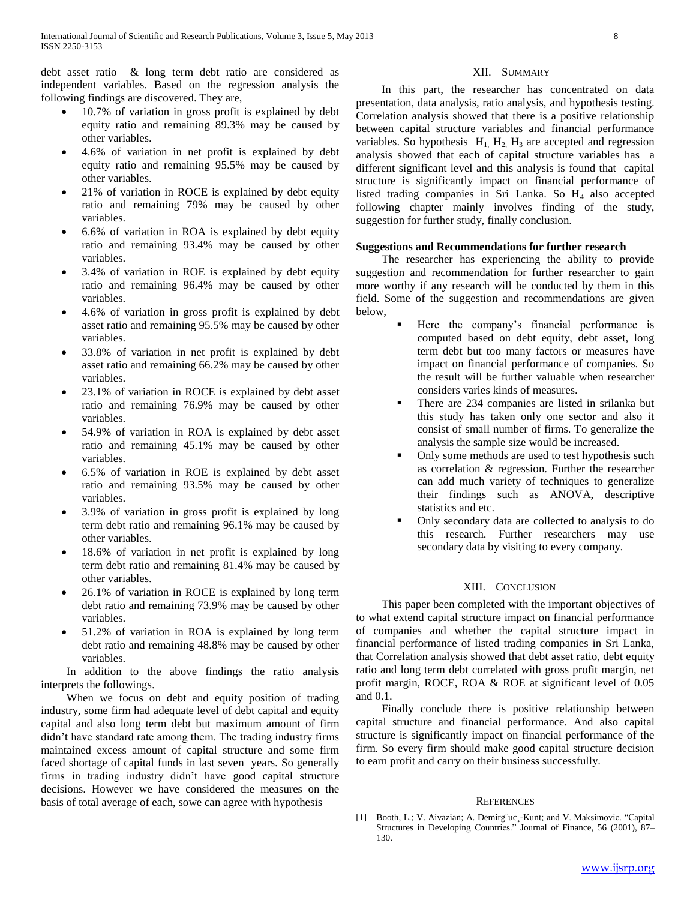debt asset ratio & long term debt ratio are considered as independent variables. Based on the regression analysis the following findings are discovered. They are,

- 10.7% of variation in gross profit is explained by debt equity ratio and remaining 89.3% may be caused by other variables.
- 4.6% of variation in net profit is explained by debt equity ratio and remaining 95.5% may be caused by other variables.
- 21% of variation in ROCE is explained by debt equity ratio and remaining 79% may be caused by other variables.
- 6.6% of variation in ROA is explained by debt equity ratio and remaining 93.4% may be caused by other variables.
- 3.4% of variation in ROE is explained by debt equity ratio and remaining 96.4% may be caused by other variables.
- 4.6% of variation in gross profit is explained by debt asset ratio and remaining 95.5% may be caused by other variables.
- 33.8% of variation in net profit is explained by debt asset ratio and remaining 66.2% may be caused by other variables.
- 23.1% of variation in ROCE is explained by debt asset ratio and remaining 76.9% may be caused by other variables.
- 54.9% of variation in ROA is explained by debt asset ratio and remaining 45.1% may be caused by other variables.
- 6.5% of variation in ROE is explained by debt asset ratio and remaining 93.5% may be caused by other variables.
- 3.9% of variation in gross profit is explained by long term debt ratio and remaining 96.1% may be caused by other variables.
- 18.6% of variation in net profit is explained by long term debt ratio and remaining 81.4% may be caused by other variables.
- 26.1% of variation in ROCE is explained by long term debt ratio and remaining 73.9% may be caused by other variables.
- 51.2% of variation in ROA is explained by long term debt ratio and remaining 48.8% may be caused by other variables.

In addition to the above findings the ratio analysis interprets the followings.

When we focus on debt and equity position of trading industry, some firm had adequate level of debt capital and equity capital and also long term debt but maximum amount of firm didn't have standard rate among them. The trading industry firms maintained excess amount of capital structure and some firm faced shortage of capital funds in last seven years. So generally firms in trading industry didn't have good capital structure decisions. However we have considered the measures on the basis of total average of each, sowe can agree with hypothesis

## XII. Summary

In this part, the researcher has concentrated on data presentation, data analysis, ratio analysis, and hypothesis testing. Correlation analysis showed that there is a positive relationship between capital structure variables and financial performance variables. So hypothesis $H_1$, $H_2$, $H_3$ are accepted and regression analysis showed that each of capital structure variables has a different significant level and this analysis is found that capital structure is significantly impact on financial performance of listed trading companies in Sri Lanka. So $H_4$ also accepted following chapter mainly involves finding of the study, suggestion for further study, finally conclusion.

### Suggestions and Recommendations for further research

The researcher has experiencing the ability to provide suggestion and recommendation for further researcher to gain more worthy if any research will be conducted by them in this field. Some of the suggestion and recommendations are given below,

- Here the company's financial performance is computed based on debt equity, debt asset, long term debt but too many factors or measures have impact on financial performance of companies. So the result will be further valuable when researcher considers varies kinds of measures.
- There are 234 companies are listed in srilanka but this study has taken only one sector and also it consist of small number of firms. To generalize the analysis the sample size would be increased.
- Only some methods are used to test hypothesis such as correlation & regression. Further the researcher can add much variety of techniques to generalize their findings such as ANOVA, descriptive statistics and etc.
- Only secondary data are collected to analysis to do this research. Further researchers may use secondary data by visiting to every company.

## XIII. Conclusion

This paper been completed with the important objectives of to what extend capital structure impact on financial performance of companies and whether the capital structure impact in financial performance of listed trading companies in Sri Lanka, that Correlation analysis showed that debt asset ratio, debt equity ratio and long term debt correlated with gross profit margin, net profit margin, ROCE, ROA & ROE at significant level of 0.05 and 0.1.

Finally conclude there is positive relationship between capital structure and financial performance. And also capital structure is significantly impact on financial performance of the firm. So every firm should make good capital structure decision to earn profit and carry on their business successfully.

## References

[1] Booth, L.; V. Aivazian; A. Demirg¨uc¸-Kunt; and V. Maksimovic. "Capital Structures in Developing Countries." Journal of Finance, 56 (2001), 87–130.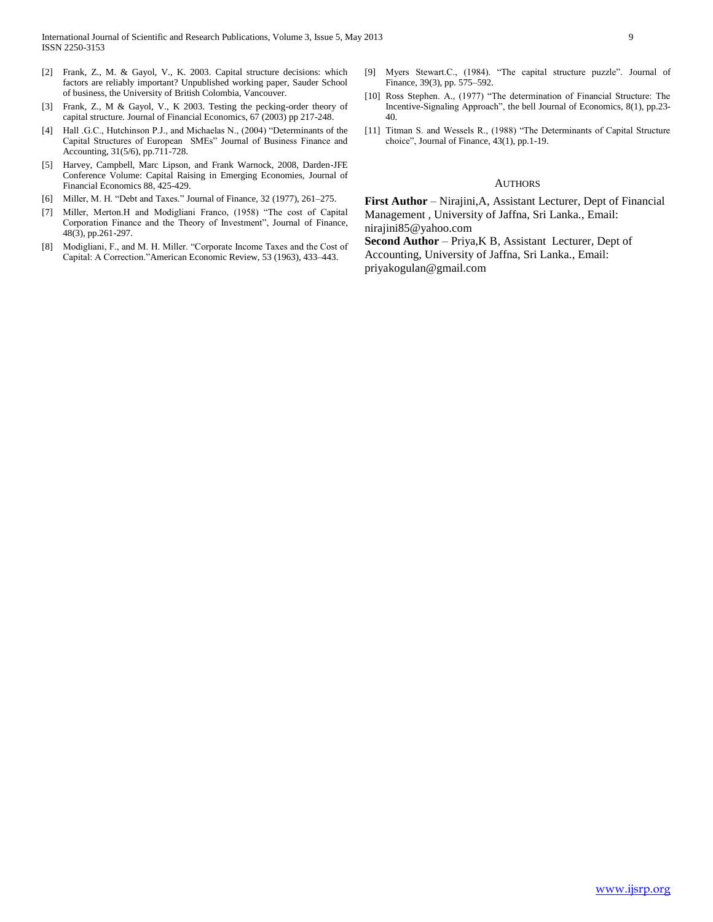[2] Frank, Z., M. & Gayol, V., K. 2003. Capital structure decisions: which factors are reliably important? Unpublished working paper, Sauder School of business, the University of British Colombia, Vancouver.

[3] Frank, Z., M & Gayol, V., K 2003. Testing the pecking-order theory of capital structure. Journal of Financial Economics, 67 (2003) pp 217-248.

[4] Hall .G.C., Hutchinson P.J., and Michaelas N., (2004) "Determinants of the Capital Structures of European SMEs" Journal of Business Finance and Accounting, 31(5/6), pp.711-728.

[5] Harvey, Campbell, Marc Lipson, and Frank Warnock, 2008, Darden-JFE Conference Volume: Capital Raising in Emerging Economies, Journal of Financial Economics 88, 425-429.

[6] Miller, M. H. "Debt and Taxes." Journal of Finance, 32 (1977), 261–275.

[7] Miller, Merton.H and Modigliani Franco, (1958) "The cost of Capital Corporation Finance and the Theory of Investment", Journal of Finance, 48(3), pp.261-297.

[8] Modigliani, F., and M. H. Miller. "Corporate Income Taxes and the Cost of Capital: A Correction."American Economic Review, 53 (1963), 433–443.

[9] Myers Stewart.C., (1984). "The capital structure puzzle". Journal of Finance, 39(3), pp. 575–592.

[10] Ross Stephen. A., (1977) "The determination of Financial Structure: The Incentive-Signaling Approach", the bell Journal of Economics, 8(1), pp.23-40.

[11] Titman S. and Wessels R., (1988) "The Determinants of Capital Structure choice", Journal of Finance, 43(1), pp.1-19.

## AUTHORS

**First Author** – Nirajini,A, Assistant Lecturer, Dept of Financial Management , University of Jaffna, Sri Lanka., Email: nirajini85@yahoo.com

**Second Author** – Priya,K B, Assistant Lecturer, Dept of Accounting, University of Jaffna, Sri Lanka., Email: priyakogulan@gmail.com